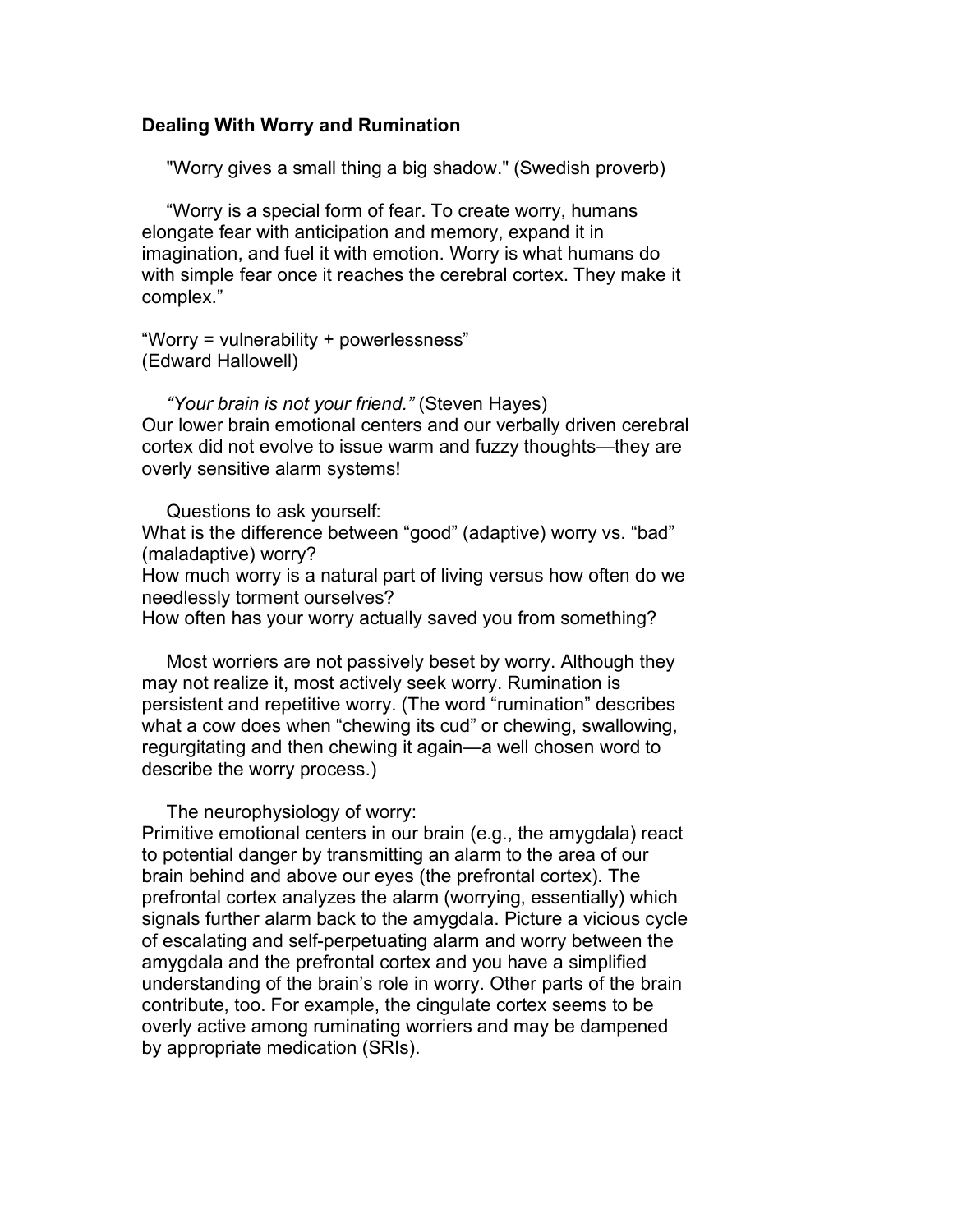**Dealing With Worry and Rumination**

"Worry gives a small thing a big shadow." (Swedish proverb)

“Worry is a special form of fear. To create worry, humans elongate fear with anticipation and memory, expand it in imagination, and fuel it with emotion. Worry is what humans do with simple fear once it reaches the cerebral cortex. They make it complex.”

“Worry = vulnerability + powerlessness”
(Edward Hallowell)

*“Your brain is not your friend.”* (Steven Hayes)
Our lower brain emotional centers and our verbally driven cerebral cortex did not evolve to issue warm and fuzzy thoughts—they are overly sensitive alarm systems!

Questions to ask yourself:
What is the difference between “good” (adaptive) worry vs. “bad” (maladaptive) worry?
How much worry is a natural part of living versus how often do we needlessly torment ourselves?
How often has your worry actually saved you from something?

Most worriers are not passively beset by worry. Although they may not realize it, most actively seek worry. Rumination is persistent and repetitive worry. (The word “rumination” describes what a cow does when “chewing its cud” or chewing, swallowing, regurgitating and then chewing it again—a well chosen word to describe the worry process.)

The neurophysiology of worry:
Primitive emotional centers in our brain (e.g., the amygdala) react to potential danger by transmitting an alarm to the area of our brain behind and above our eyes (the prefrontal cortex). The prefrontal cortex analyzes the alarm (worrying, essentially) which signals further alarm back to the amygdala. Picture a vicious cycle of escalating and self-perpetuating alarm and worry between the amygdala and the prefrontal cortex and you have a simplified understanding of the brain’s role in worry. Other parts of the brain contribute, too. For example, the cingulate cortex seems to be overly active among ruminating worriers and may be dampened by appropriate medication (SRIs).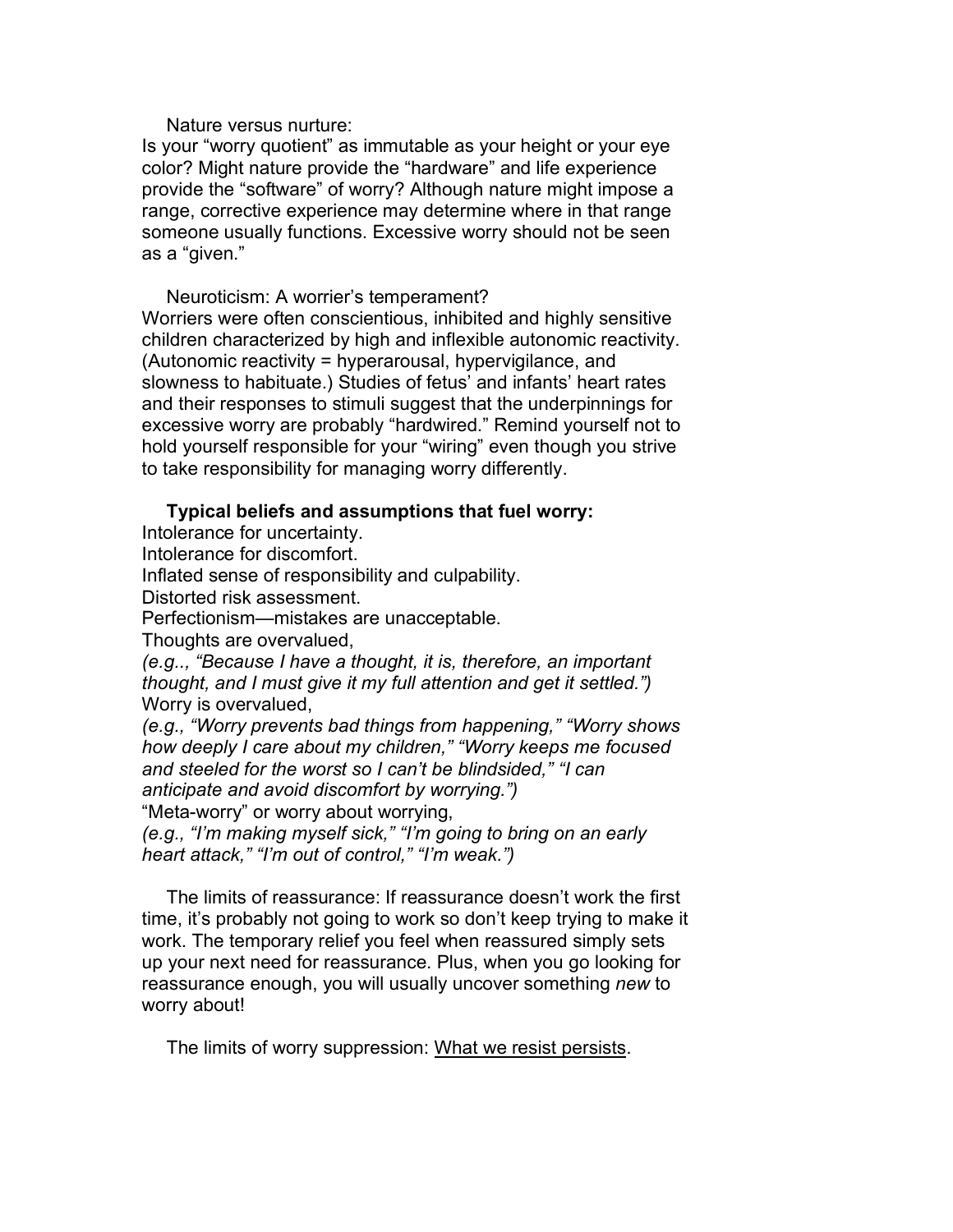Nature versus nurture:
Is your "worry quotient" as immutable as your height or your eye color? Might nature provide the "hardware" and life experience provide the "software" of worry? Although nature might impose a range, corrective experience may determine where in that range someone usually functions. Excessive worry should not be seen as a "given."

Neuroticism: A worrier's temperament?
Worriers were often conscientious, inhibited and highly sensitive children characterized by high and inflexible autonomic reactivity. (Autonomic reactivity = hyperarousal, hypervigilance, and slowness to habituate.) Studies of fetus' and infants' heart rates and their responses to stimuli suggest that the underpinnings for excessive worry are probably "hardwired." Remind yourself not to hold yourself responsible for your "wiring" even though you strive to take responsibility for managing worry differently.

**Typical beliefs and assumptions that fuel worry:**
Intolerance for uncertainty.
Intolerance for discomfort.
Inflated sense of responsibility and culpability.
Distorted risk assessment.
Perfectionism—mistakes are unacceptable.
Thoughts are overvalued,
*(e.g.., "Because I have a thought, it is, therefore, an important thought, and I must give it my full attention and get it settled.")*
Worry is overvalued,
*(e.g., "Worry prevents bad things from happening," "Worry shows how deeply I care about my children," "Worry keeps me focused and steeled for the worst so I can't be blindsided," "I can anticipate and avoid discomfort by worrying.")*
"Meta-worry" or worry about worrying,
*(e.g., "I'm making myself sick," "I'm going to bring on an early heart attack," "I'm out of control," "I'm weak.")*

The limits of reassurance: If reassurance doesn't work the first time, it's probably not going to work so don't keep trying to make it work. The temporary relief you feel when reassured simply sets up your next need for reassurance. Plus, when you go looking for reassurance enough, you will usually uncover something *new* to worry about!

The limits of worry suppression: <u>What we resist persists</u>.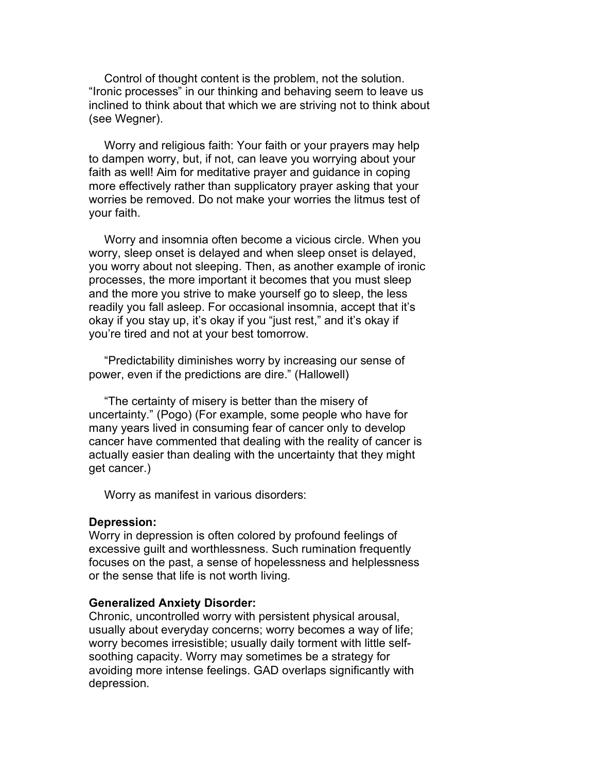Control of thought content is the problem, not the solution. "Ironic processes" in our thinking and behaving seem to leave us inclined to think about that which we are striving not to think about (see Wegner).

Worry and religious faith: Your faith or your prayers may help to dampen worry, but, if not, can leave you worrying about your faith as well! Aim for meditative prayer and guidance in coping more effectively rather than supplicatory prayer asking that your worries be removed. Do not make your worries the litmus test of your faith.

Worry and insomnia often become a vicious circle. When you worry, sleep onset is delayed and when sleep onset is delayed, you worry about not sleeping. Then, as another example of ironic processes, the more important it becomes that you must sleep and the more you strive to make yourself go to sleep, the less readily you fall asleep. For occasional insomnia, accept that it's okay if you stay up, it's okay if you "just rest," and it's okay if you're tired and not at your best tomorrow.

"Predictability diminishes worry by increasing our sense of power, even if the predictions are dire." (Hallowell)

"The certainty of misery is better than the misery of uncertainty." (Pogo) (For example, some people who have for many years lived in consuming fear of cancer only to develop cancer have commented that dealing with the reality of cancer is actually easier than dealing with the uncertainty that they might get cancer.)

Worry as manifest in various disorders:

**Depression:**
Worry in depression is often colored by profound feelings of excessive guilt and worthlessness. Such rumination frequently focuses on the past, a sense of hopelessness and helplessness or the sense that life is not worth living.

**Generalized Anxiety Disorder:**
Chronic, uncontrolled worry with persistent physical arousal, usually about everyday concerns; worry becomes a way of life; worry becomes irresistible; usually daily torment with little self-soothing capacity. Worry may sometimes be a strategy for avoiding more intense feelings. GAD overlaps significantly with depression.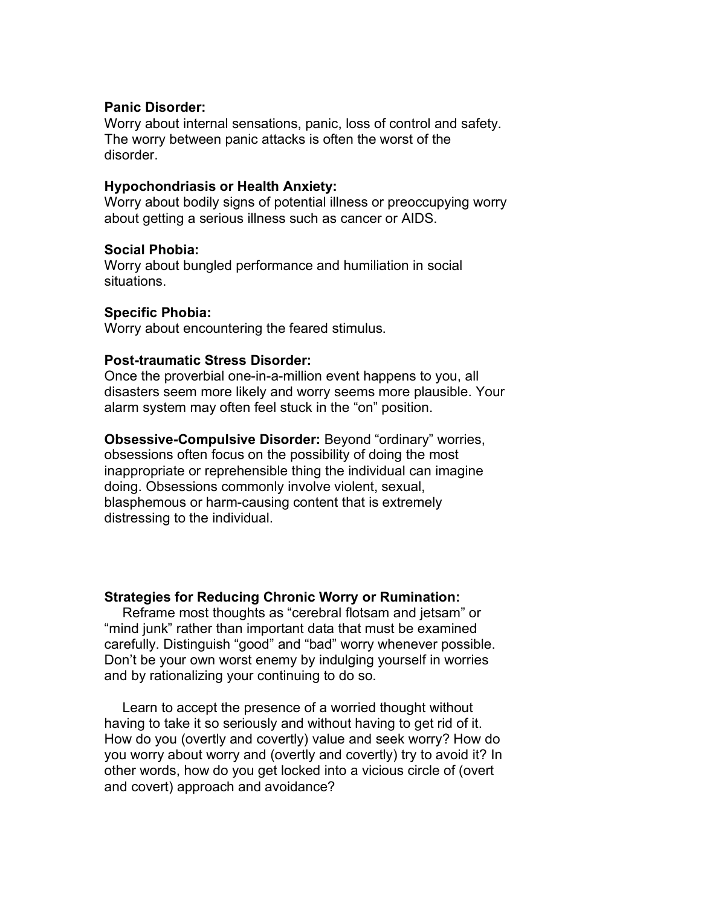**Panic Disorder:**
Worry about internal sensations, panic, loss of control and safety. The worry between panic attacks is often the worst of the disorder.

**Hypochondriasis or Health Anxiety:**
Worry about bodily signs of potential illness or preoccupying worry about getting a serious illness such as cancer or AIDS.

**Social Phobia:**
Worry about bungled performance and humiliation in social situations.

**Specific Phobia:**
Worry about encountering the feared stimulus.

**Post-traumatic Stress Disorder:**
Once the proverbial one-in-a-million event happens to you, all disasters seem more likely and worry seems more plausible. Your alarm system may often feel stuck in the "on" position.

**Obsessive-Compulsive Disorder:** Beyond "ordinary" worries, obsessions often focus on the possibility of doing the most inappropriate or reprehensible thing the individual can imagine doing. Obsessions commonly involve violent, sexual, blasphemous or harm-causing content that is extremely distressing to the individual.

**Strategies for Reducing Chronic Worry or Rumination:**

Reframe most thoughts as "cerebral flotsam and jetsam" or "mind junk" rather than important data that must be examined carefully. Distinguish "good" and "bad" worry whenever possible. Don't be your own worst enemy by indulging yourself in worries and by rationalizing your continuing to do so.

Learn to accept the presence of a worried thought without having to take it so seriously and without having to get rid of it. How do you (overtly and covertly) value and seek worry? How do you worry about worry and (overtly and covertly) try to avoid it? In other words, how do you get locked into a vicious circle of (overt and covert) approach and avoidance?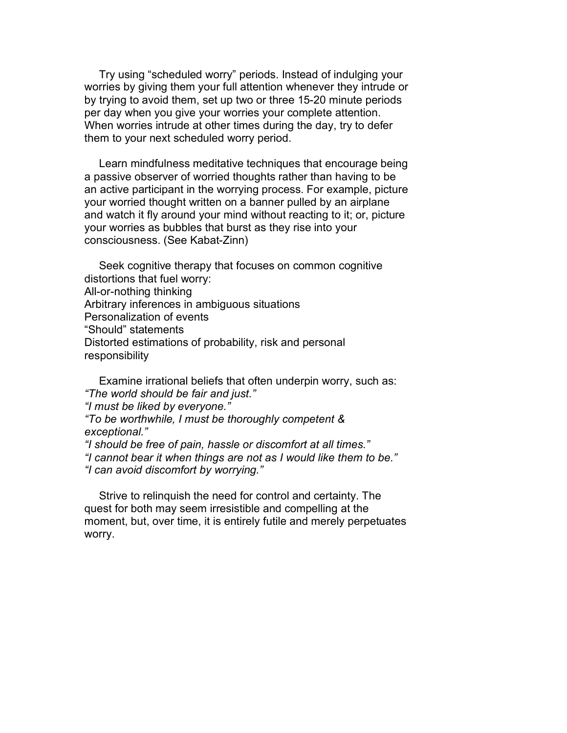Try using "scheduled worry" periods. Instead of indulging your worries by giving them your full attention whenever they intrude or by trying to avoid them, set up two or three 15-20 minute periods per day when you give your worries your complete attention. When worries intrude at other times during the day, try to defer them to your next scheduled worry period.

Learn mindfulness meditative techniques that encourage being a passive observer of worried thoughts rather than having to be an active participant in the worrying process. For example, picture your worried thought written on a banner pulled by an airplane and watch it fly around your mind without reacting to it; or, picture your worries as bubbles that burst as they rise into your consciousness. (See Kabat-Zinn)

Seek cognitive therapy that focuses on common cognitive distortions that fuel worry:
All-or-nothing thinking
Arbitrary inferences in ambiguous situations
Personalization of events
"Should" statements
Distorted estimations of probability, risk and personal responsibility

Examine irrational beliefs that often underpin worry, such as:
*"The world should be fair and just."*
*"I must be liked by everyone."*
*"To be worthwhile, I must be thoroughly competent & exceptional."*
*"I should be free of pain, hassle or discomfort at all times."*
*"I cannot bear it when things are not as I would like them to be."*
*"I can avoid discomfort by worrying."*

Strive to relinquish the need for control and certainty. The quest for both may seem irresistible and compelling at the moment, but, over time, it is entirely futile and merely perpetuates worry.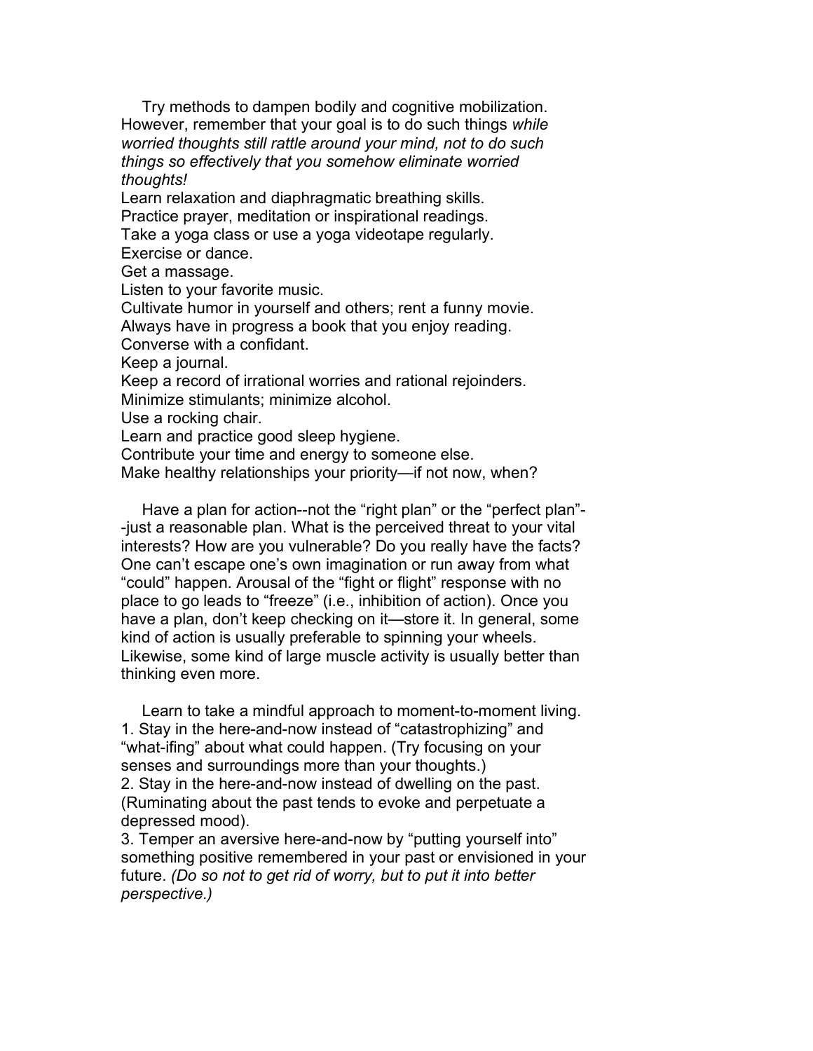Try methods to dampen bodily and cognitive mobilization. However, remember that your goal is to do such things *while worried thoughts still rattle around your mind, not to do such things so effectively that you somehow eliminate worried thoughts!*

Learn relaxation and diaphragmatic breathing skills.
Practice prayer, meditation or inspirational readings.
Take a yoga class or use a yoga videotape regularly.
Exercise or dance.
Get a massage.
Listen to your favorite music.
Cultivate humor in yourself and others; rent a funny movie.
Always have in progress a book that you enjoy reading.
Converse with a confidant.
Keep a journal.
Keep a record of irrational worries and rational rejoinders.
Minimize stimulants; minimize alcohol.
Use a rocking chair.
Learn and practice good sleep hygiene.
Contribute your time and energy to someone else.
Make healthy relationships your priority—if not now, when?

Have a plan for action--not the "right plan" or the "perfect plan"--just a reasonable plan. What is the perceived threat to your vital interests? How are you vulnerable? Do you really have the facts? One can't escape one's own imagination or run away from what "could" happen. Arousal of the "fight or flight" response with no place to go leads to "freeze" (i.e., inhibition of action). Once you have a plan, don't keep checking on it—store it. In general, some kind of action is usually preferable to spinning your wheels. Likewise, some kind of large muscle activity is usually better than thinking even more.

Learn to take a mindful approach to moment-to-moment living.

1. Stay in the here-and-now instead of "catastrophizing" and "what-ifing" about what could happen. (Try focusing on your senses and surroundings more than your thoughts.)
2. Stay in the here-and-now instead of dwelling on the past. (Ruminating about the past tends to evoke and perpetuate a depressed mood).
3. Temper an aversive here-and-now by "putting yourself into" something positive remembered in your past or envisioned in your future. *(Do so not to get rid of worry, but to put it into better perspective.)*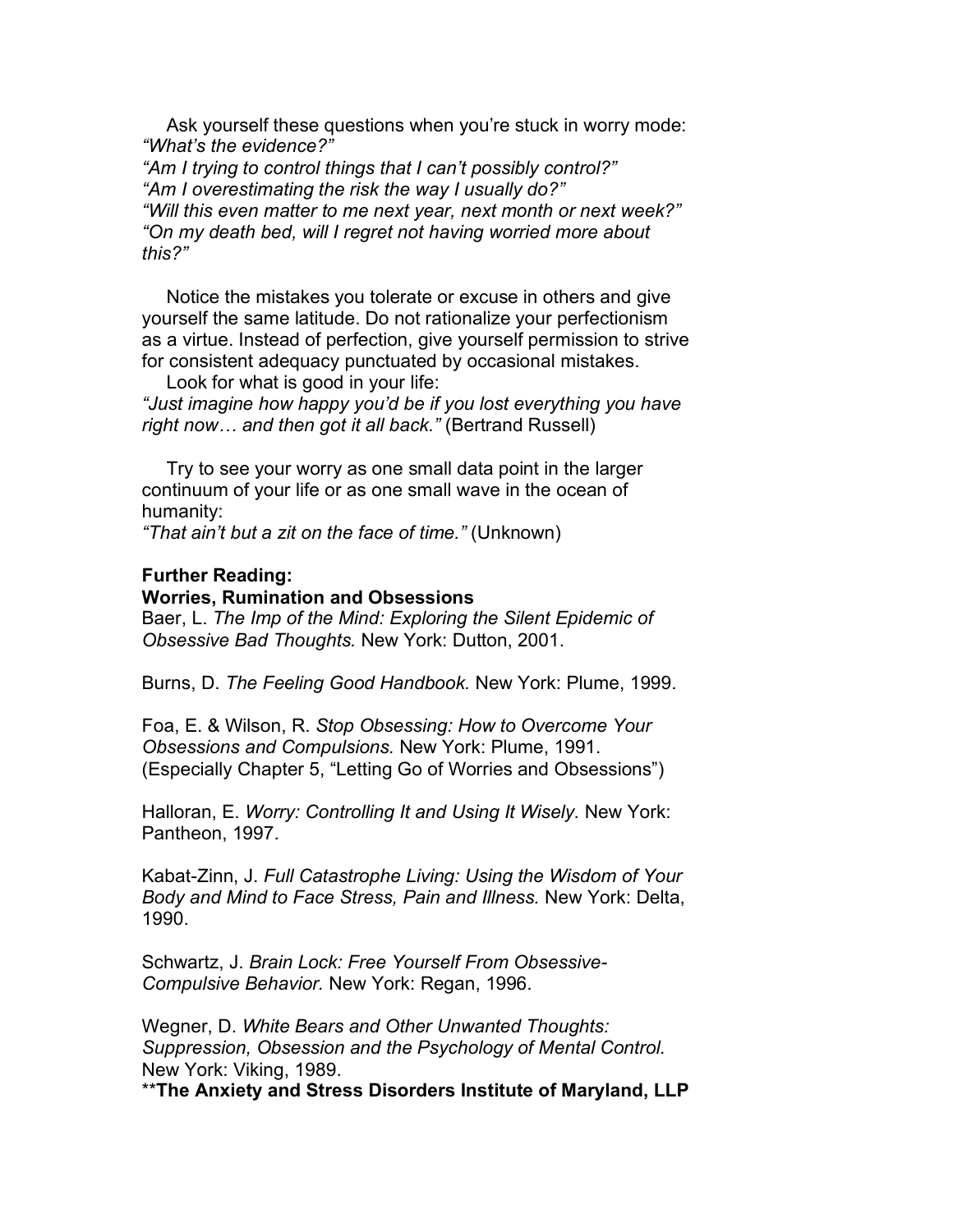Ask yourself these questions when you're stuck in worry mode:
*"What's the evidence?"*
*"Am I trying to control things that I can't possibly control?"*
*"Am I overestimating the risk the way I usually do?"*
*"Will this even matter to me next year, next month or next week?"*
*"On my death bed, will I regret not having worried more about this?"*

Notice the mistakes you tolerate or excuse in others and give yourself the same latitude. Do not rationalize your perfectionism as a virtue. Instead of perfection, give yourself permission to strive for consistent adequacy punctuated by occasional mistakes.

Look for what is good in your life:
*"Just imagine how happy you'd be if you lost everything you have right now… and then got it all back."* (Bertrand Russell)

Try to see your worry as one small data point in the larger continuum of your life or as one small wave in the ocean of humanity:
*"That ain't but a zit on the face of time."* (Unknown)

**Further Reading:**
**Worries, Rumination and Obsessions**

Baer, L. *The Imp of the Mind: Exploring the Silent Epidemic of Obsessive Bad Thoughts.* New York: Dutton, 2001.

Burns, D. *The Feeling Good Handbook.* New York: Plume, 1999.

Foa, E. & Wilson, R. *Stop Obsessing: How to Overcome Your Obsessions and Compulsions.* New York: Plume, 1991. (Especially Chapter 5, "Letting Go of Worries and Obsessions")

Halloran, E. *Worry: Controlling It and Using It Wisely.* New York: Pantheon, 1997.

Kabat-Zinn, J. *Full Catastrophe Living: Using the Wisdom of Your Body and Mind to Face Stress, Pain and Illness.* New York: Delta, 1990.

Schwartz, J. *Brain Lock: Free Yourself From Obsessive-Compulsive Behavior.* New York: Regan, 1996.

Wegner, D. *White Bears and Other Unwanted Thoughts: Suppression, Obsession and the Psychology of Mental Control.* New York: Viking, 1989.

****The Anxiety and Stress Disorders Institute of Maryland, LLP**